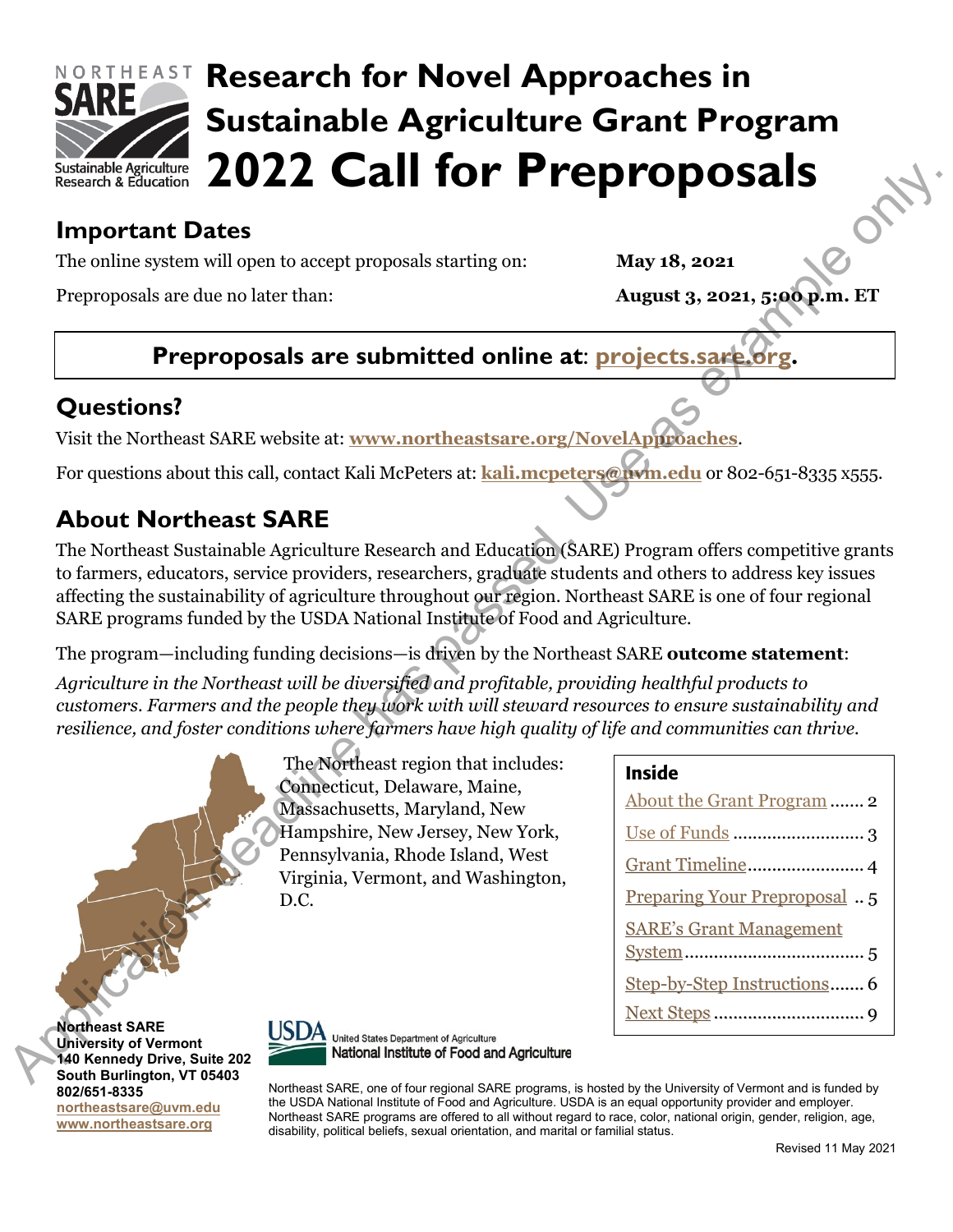# Research for Novel Approaches in Sustainable Agriculture Grant Program

# 2022 Call for Preproposals

## Important Dates

The online system will open to accept proposals starting on: **May 18, 2021**

Preproposals are due no later than: **August 3, 2021, 5:00 p.m. ET**

**Preproposals are submitted online at: projects.sare.org.**

## Questions?

Visit the Northeast SARE website at: **www.northeastsare.org/NovelApproaches**.

For questions about this call, contact Kali McPeters at: **kali.mcpeters@uvm.edu** or 802-651-8335 x555.

## About Northeast SARE

The Northeast Sustainable Agriculture Research and Education (SARE) Program offers competitive grants to farmers, educators, service providers, researchers, graduate students and others to address key issues affecting the sustainability of agriculture throughout our region. Northeast SARE is one of four regional SARE programs funded by the USDA National Institute of Food and Agriculture.

The program—including funding decisions—is driven by the Northeast SARE **outcome statement**:

*Agriculture in the Northeast will be diversified and profitable, providing healthful products to customers. Farmers and the people they work with will steward resources to ensure sustainability and resilience, and foster conditions where farmers have high quality of life and communities can thrive.*

The Northeast region that includes: Connecticut, Delaware, Maine, Massachusetts, Maryland, New Hampshire, New Jersey, New York, Pennsylvania, Rhode Island, West Virginia, Vermont, and Washington, D.C.

**Inside**

- About the Grant Program ....... 2
- Use of Funds ....... 3
- Grant Timeline ....... 4
- Preparing Your Preproposal ....... 5
- SARE's Grant Management System ....... 5
- Step-by-Step Instructions ....... 6
- Next Steps ....... 9

**Northeast SARE**
**University of Vermont**
**140 Kennedy Drive, Suite 202**
**South Burlington, VT 05403**
**802/651-8335**
**northeastsare@uvm.edu**
**www.northeastsare.org**

Northeast SARE, one of four regional SARE programs, is hosted by the University of Vermont and is funded by the USDA National Institute of Food and Agriculture. USDA is an equal opportunity provider and employer. Northeast SARE programs are offered to all without regard to race, color, national origin, gender, religion, age, disability, political beliefs, sexual orientation, and marital or familial status.

Revised 11 May 2021

Application deadline has passed. Use as example only.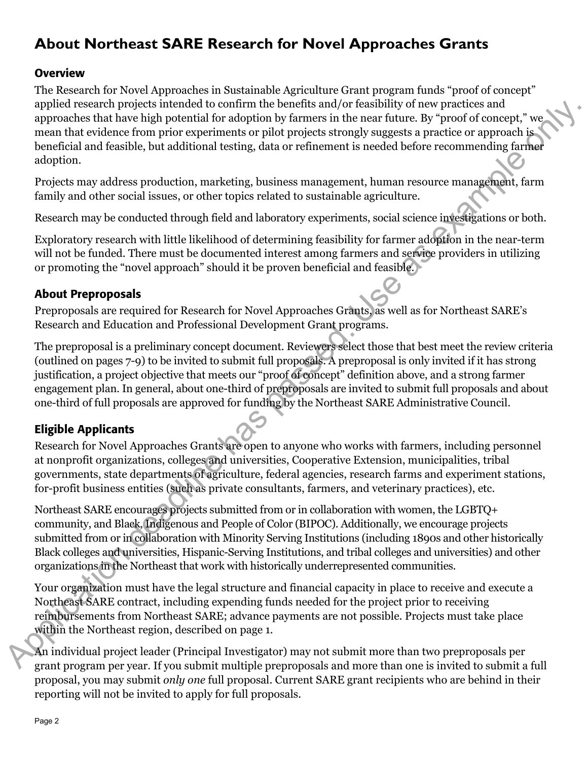# About Northeast SARE Research for Novel Approaches Grants

## Overview

The Research for Novel Approaches in Sustainable Agriculture Grant program funds "proof of concept" applied research projects intended to confirm the benefits and/or feasibility of new practices and approaches that have high potential for adoption by farmers in the near future. By "proof of concept," we mean that evidence from prior experiments or pilot projects strongly suggests a practice or approach is beneficial and feasible, but additional testing, data or refinement is needed before recommending farmer adoption.

Projects may address production, marketing, business management, human resource management, farm family and other social issues, or other topics related to sustainable agriculture.

Research may be conducted through field and laboratory experiments, social science investigations or both.

Exploratory research with little likelihood of determining feasibility for farmer adoption in the near-term will not be funded. There must be documented interest among farmers and service providers in utilizing or promoting the "novel approach" should it be proven beneficial and feasible.

## About Preproposals

Preproposals are required for Research for Novel Approaches Grants, as well as for Northeast SARE's Research and Education and Professional Development Grant programs.

The preproposal is a preliminary concept document. Reviewers select those that best meet the review criteria (outlined on pages 7-9) to be invited to submit full proposals. A preproposal is only invited if it has strong justification, a project objective that meets our "proof of concept" definition above, and a strong farmer engagement plan. In general, about one-third of preproposals are invited to submit full proposals and about one-third of full proposals are approved for funding by the Northeast SARE Administrative Council.

## Eligible Applicants

Research for Novel Approaches Grants are open to anyone who works with farmers, including personnel at nonprofit organizations, colleges and universities, Cooperative Extension, municipalities, tribal governments, state departments of agriculture, federal agencies, research farms and experiment stations, for-profit business entities (such as private consultants, farmers, and veterinary practices), etc.

Northeast SARE encourages projects submitted from or in collaboration with women, the LGBTQ+ community, and Black, Indigenous and People of Color (BIPOC). Additionally, we encourage projects submitted from or in collaboration with Minority Serving Institutions (including 1890s and other historically Black colleges and universities, Hispanic-Serving Institutions, and tribal colleges and universities) and other organizations in the Northeast that work with historically underrepresented communities.

Your organization must have the legal structure and financial capacity in place to receive and execute a Northeast SARE contract, including expending funds needed for the project prior to receiving reimbursements from Northeast SARE; advance payments are not possible. Projects must take place within the Northeast region, described on page 1.

An individual project leader (Principal Investigator) may not submit more than two preproposals per grant program per year. If you submit multiple preproposals and more than one is invited to submit a full proposal, you may submit *only one* full proposal. Current SARE grant recipients who are behind in their reporting will not be invited to apply for full proposals.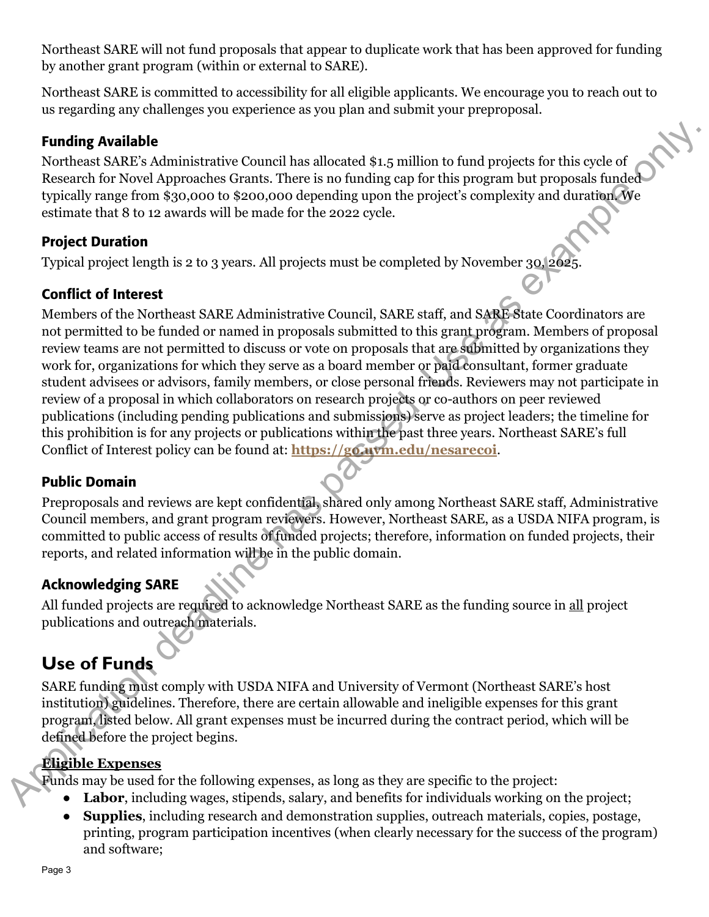Northeast SARE will not fund proposals that appear to duplicate work that has been approved for funding by another grant program (within or external to SARE).

Northeast SARE is committed to accessibility for all eligible applicants. We encourage you to reach out to us regarding any challenges you experience as you plan and submit your preproposal.

### Funding Available

Northeast SARE's Administrative Council has allocated $1.5 million to fund projects for this cycle of Research for Novel Approaches Grants. There is no funding cap for this program but proposals funded typically range from $30,000 to $200,000 depending upon the project's complexity and duration. We estimate that 8 to 12 awards will be made for the 2022 cycle.

### Project Duration

Typical project length is 2 to 3 years. All projects must be completed by November 30, 2025.

### Conflict of Interest

Members of the Northeast SARE Administrative Council, SARE staff, and SARE State Coordinators are not permitted to be funded or named in proposals submitted to this grant program. Members of proposal review teams are not permitted to discuss or vote on proposals that are submitted by organizations they work for, organizations for which they serve as a board member or paid consultant, former graduate student advisees or advisors, family members, or close personal friends. Reviewers may not participate in review of a proposal in which collaborators on research projects or co-authors on peer reviewed publications (including pending publications and submissions) serve as project leaders; the timeline for this prohibition is for any projects or publications within the past three years. Northeast SARE's full Conflict of Interest policy can be found at: **https://go.uvm.edu/nesarecoi**.

### Public Domain

Preproposals and reviews are kept confidential, shared only among Northeast SARE staff, Administrative Council members, and grant program reviewers. However, Northeast SARE, as a USDA NIFA program, is committed to public access of results of funded projects; therefore, information on funded projects, their reports, and related information will be in the public domain.

### Acknowledging SARE

All funded projects are required to acknowledge Northeast SARE as the funding source in all project publications and outreach materials.

## Use of Funds

SARE funding must comply with USDA NIFA and University of Vermont (Northeast SARE's host institution) guidelines. Therefore, there are certain allowable and ineligible expenses for this grant program, listed below. All grant expenses must be incurred during the contract period, which will be defined before the project begins.

**Eligible Expenses**

Funds may be used for the following expenses, as long as they are specific to the project:

- **Labor**, including wages, stipends, salary, and benefits for individuals working on the project;
- **Supplies**, including research and demonstration supplies, outreach materials, copies, postage, printing, program participation incentives (when clearly necessary for the success of the program) and software;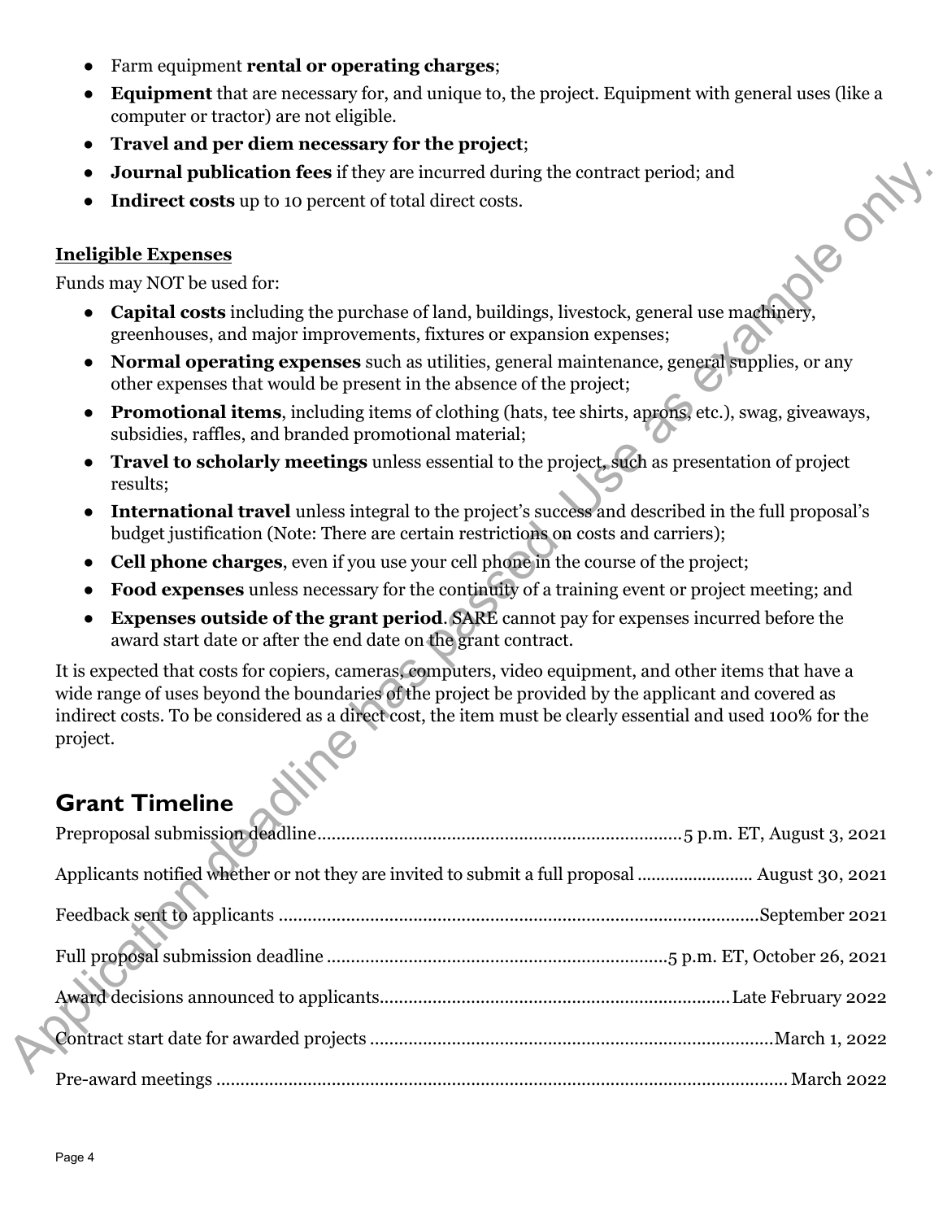- Farm equipment **rental or operating charges**;
- **Equipment** that are necessary for, and unique to, the project. Equipment with general uses (like a computer or tractor) are not eligible.
- **Travel and per diem necessary for the project**;
- **Journal publication fees** if they are incurred during the contract period; and
- **Indirect costs** up to 10 percent of total direct costs.

**Ineligible Expenses**

Funds may NOT be used for:

- **Capital costs** including the purchase of land, buildings, livestock, general use machinery, greenhouses, and major improvements, fixtures or expansion expenses;
- **Normal operating expenses** such as utilities, general maintenance, general supplies, or any other expenses that would be present in the absence of the project;
- **Promotional items**, including items of clothing (hats, tee shirts, aprons, etc.), swag, giveaways, subsidies, raffles, and branded promotional material;
- **Travel to scholarly meetings** unless essential to the project, such as presentation of project results;
- **International travel** unless integral to the project's success and described in the full proposal's budget justification (Note: There are certain restrictions on costs and carriers);
- **Cell phone charges**, even if you use your cell phone in the course of the project;
- **Food expenses** unless necessary for the continuity of a training event or project meeting; and
- **Expenses outside of the grant period**. SARE cannot pay for expenses incurred before the award start date or after the end date on the grant contract.

It is expected that costs for copiers, cameras, computers, video equipment, and other items that have a wide range of uses beyond the boundaries of the project be provided by the applicant and covered as indirect costs. To be considered as a direct cost, the item must be clearly essential and used 100% for the project.

## Grant Timeline

Preproposal submission deadline....................5 p.m. ET, August 3, 2021

Applicants notified whether or not they are invited to submit a full proposal.................... August 30, 2021

Feedback sent to applicants ....................September 2021

Full proposal submission deadline ....................5 p.m. ET, October 26, 2021

Award decisions announced to applicants....................Late February 2022

Contract start date for awarded projects ....................March 1, 2022

Pre-award meetings .................... March 2022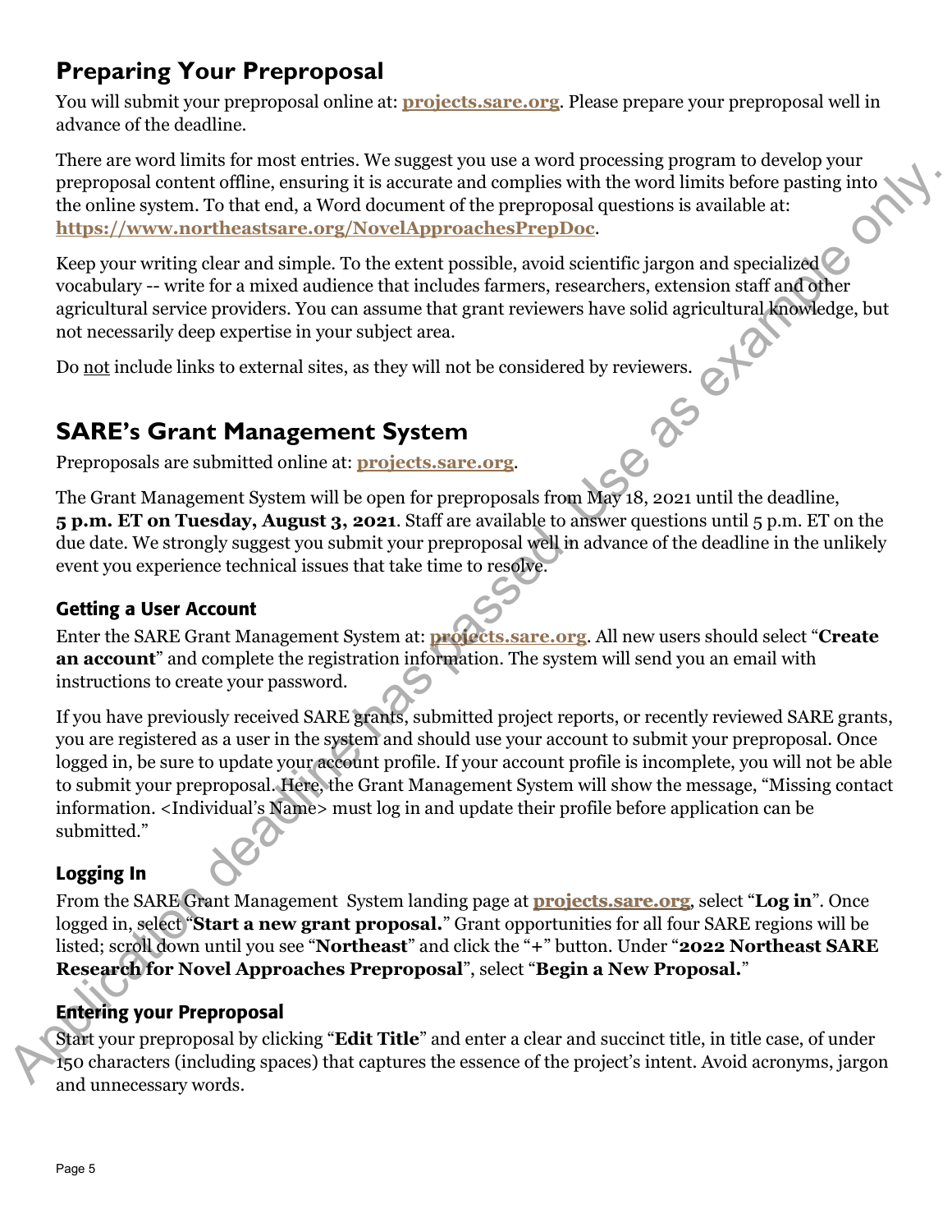## Preparing Your Preproposal

You will submit your preproposal online at: **projects.sare.org**. Please prepare your preproposal well in advance of the deadline.

There are word limits for most entries. We suggest you use a word processing program to develop your preproposal content offline, ensuring it is accurate and complies with the word limits before pasting into the online system. To that end, a Word document of the preproposal questions is available at: **https://www.northeastsare.org/NovelApproachesPrepDoc**.

Keep your writing clear and simple. To the extent possible, avoid scientific jargon and specialized vocabulary -- write for a mixed audience that includes farmers, researchers, extension staff and other agricultural service providers. You can assume that grant reviewers have solid agricultural knowledge, but not necessarily deep expertise in your subject area.

Do not include links to external sites, as they will not be considered by reviewers.

## SARE's Grant Management System

Preproposals are submitted online at: **projects.sare.org**.

The Grant Management System will be open for preproposals from May 18, 2021 until the deadline, **5 p.m. ET on Tuesday, August 3, 2021**. Staff are available to answer questions until 5 p.m. ET on the due date. We strongly suggest you submit your preproposal well in advance of the deadline in the unlikely event you experience technical issues that take time to resolve.

### Getting a User Account

Enter the SARE Grant Management System at: **projects.sare.org**. All new users should select "**Create an account**" and complete the registration information. The system will send you an email with instructions to create your password.

If you have previously received SARE grants, submitted project reports, or recently reviewed SARE grants, you are registered as a user in the system and should use your account to submit your preproposal. Once logged in, be sure to update your account profile. If your account profile is incomplete, you will not be able to submit your preproposal. Here, the Grant Management System will show the message, "Missing contact information. <Individual's Name> must log in and update their profile before application can be submitted."

### Logging In

From the SARE Grant Management System landing page at **projects.sare.org**, select "**Log in**". Once logged in, select "**Start a new grant proposal.**" Grant opportunities for all four SARE regions will be listed; scroll down until you see "**Northeast**" and click the "+" button. Under "**2022 Northeast SARE Research for Novel Approaches Preproposal**", select "**Begin a New Proposal.**"

### Entering your Preproposal

Start your preproposal by clicking "**Edit Title**" and enter a clear and succinct title, in title case, of under 150 characters (including spaces) that captures the essence of the project's intent. Avoid acronyms, jargon and unnecessary words.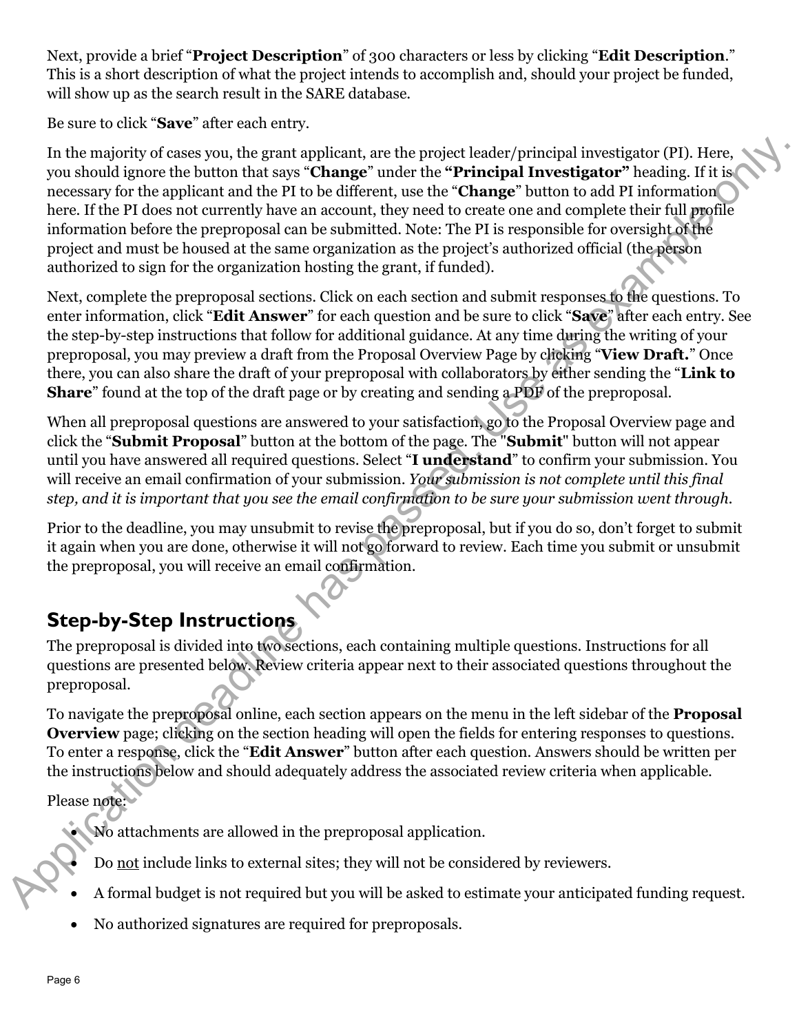Next, provide a brief "**Project Description**" of 300 characters or less by clicking "**Edit Description**." This is a short description of what the project intends to accomplish and, should your project be funded, will show up as the search result in the SARE database.

Be sure to click "**Save**" after each entry.

In the majority of cases you, the grant applicant, are the project leader/principal investigator (PI). Here, you should ignore the button that says "**Change**" under the **"Principal Investigator"** heading. If it is necessary for the applicant and the PI to be different, use the "**Change**" button to add PI information here. If the PI does not currently have an account, they need to create one and complete their full profile information before the preproposal can be submitted. Note: The PI is responsible for oversight of the project and must be housed at the same organization as the project's authorized official (the person authorized to sign for the organization hosting the grant, if funded).

Next, complete the preproposal sections. Click on each section and submit responses to the questions. To enter information, click "**Edit Answer**" for each question and be sure to click "**Save**" after each entry. See the step-by-step instructions that follow for additional guidance. At any time during the writing of your preproposal, you may preview a draft from the Proposal Overview Page by clicking "**View Draft.**" Once there, you can also share the draft of your preproposal with collaborators by either sending the "**Link to Share**" found at the top of the draft page or by creating and sending a PDF of the preproposal.

When all preproposal questions are answered to your satisfaction, go to the Proposal Overview page and click the "**Submit Proposal**" button at the bottom of the page. The "**Submit**" button will not appear until you have answered all required questions. Select "**I understand**" to confirm your submission. You will receive an email confirmation of your submission. *Your submission is not complete until this final step, and it is important that you see the email confirmation to be sure your submission went through.*

Prior to the deadline, you may unsubmit to revise the preproposal, but if you do so, don't forget to submit it again when you are done, otherwise it will not go forward to review. Each time you submit or unsubmit the preproposal, you will receive an email confirmation.

## Step-by-Step Instructions

The preproposal is divided into two sections, each containing multiple questions. Instructions for all questions are presented below. Review criteria appear next to their associated questions throughout the preproposal.

To navigate the preproposal online, each section appears on the menu in the left sidebar of the **Proposal Overview** page; clicking on the section heading will open the fields for entering responses to questions. To enter a response, click the "**Edit Answer**" button after each question. Answers should be written per the instructions below and should adequately address the associated review criteria when applicable.

Please note:

- No attachments are allowed in the preproposal application.
- Do not include links to external sites; they will not be considered by reviewers.
- A formal budget is not required but you will be asked to estimate your anticipated funding request.
- No authorized signatures are required for preproposals.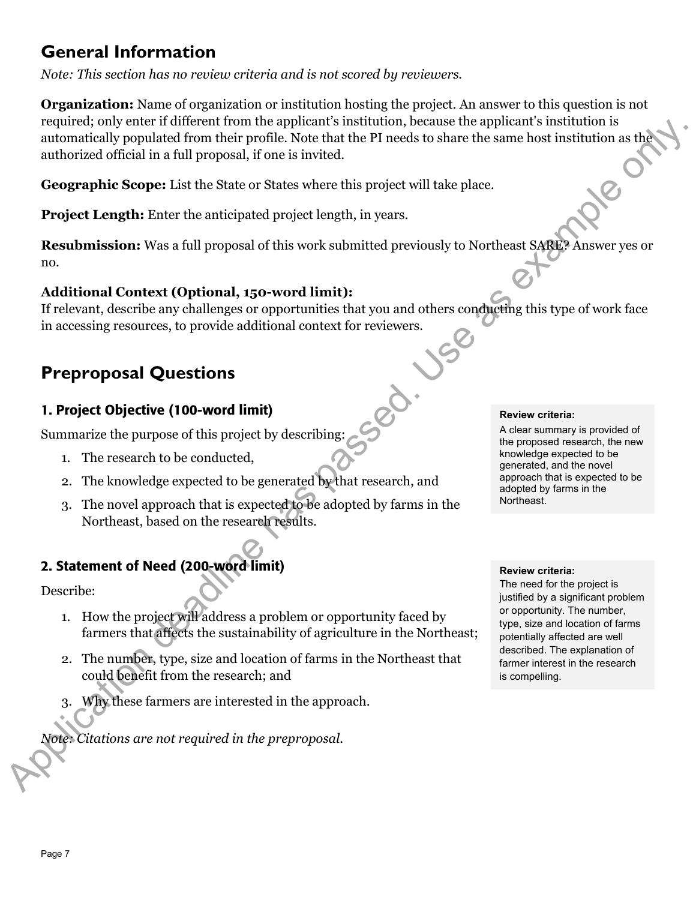## General Information

*Note: This section has no review criteria and is not scored by reviewers.*

**Organization:** Name of organization or institution hosting the project. An answer to this question is not required; only enter if different from the applicant's institution, because the applicant's institution is automatically populated from their profile. Note that the PI needs to share the same host institution as the authorized official in a full proposal, if one is invited.

**Geographic Scope:** List the State or States where this project will take place.

**Project Length:** Enter the anticipated project length, in years.

**Resubmission:** Was a full proposal of this work submitted previously to Northeast SARE? Answer yes or no.

**Additional Context (Optional, 150-word limit):**
If relevant, describe any challenges or opportunities that you and others conducting this type of work face in accessing resources, to provide additional context for reviewers.

## Preproposal Questions

### 1. Project Objective (100-word limit)

Summarize the purpose of this project by describing:

1. The research to be conducted,
2. The knowledge expected to be generated by that research, and
3. The novel approach that is expected to be adopted by farms in the Northeast, based on the research results.

**Review criteria:**
A clear summary is provided of the proposed research, the new knowledge expected to be generated, and the novel approach that is expected to be adopted by farms in the Northeast.

### 2. Statement of Need (200-word limit)

Describe:

1. How the project will address a problem or opportunity faced by farmers that affects the sustainability of agriculture in the Northeast;
2. The number, type, size and location of farms in the Northeast that could benefit from the research; and
3. Why these farmers are interested in the approach.

*Note: Citations are not required in the preproposal.*

**Review criteria:**
The need for the project is justified by a significant problem or opportunity. The number, type, size and location of farms potentially affected are well described. The explanation of farmer interest in the research is compelling.

Application deadline has passed. Use as example only.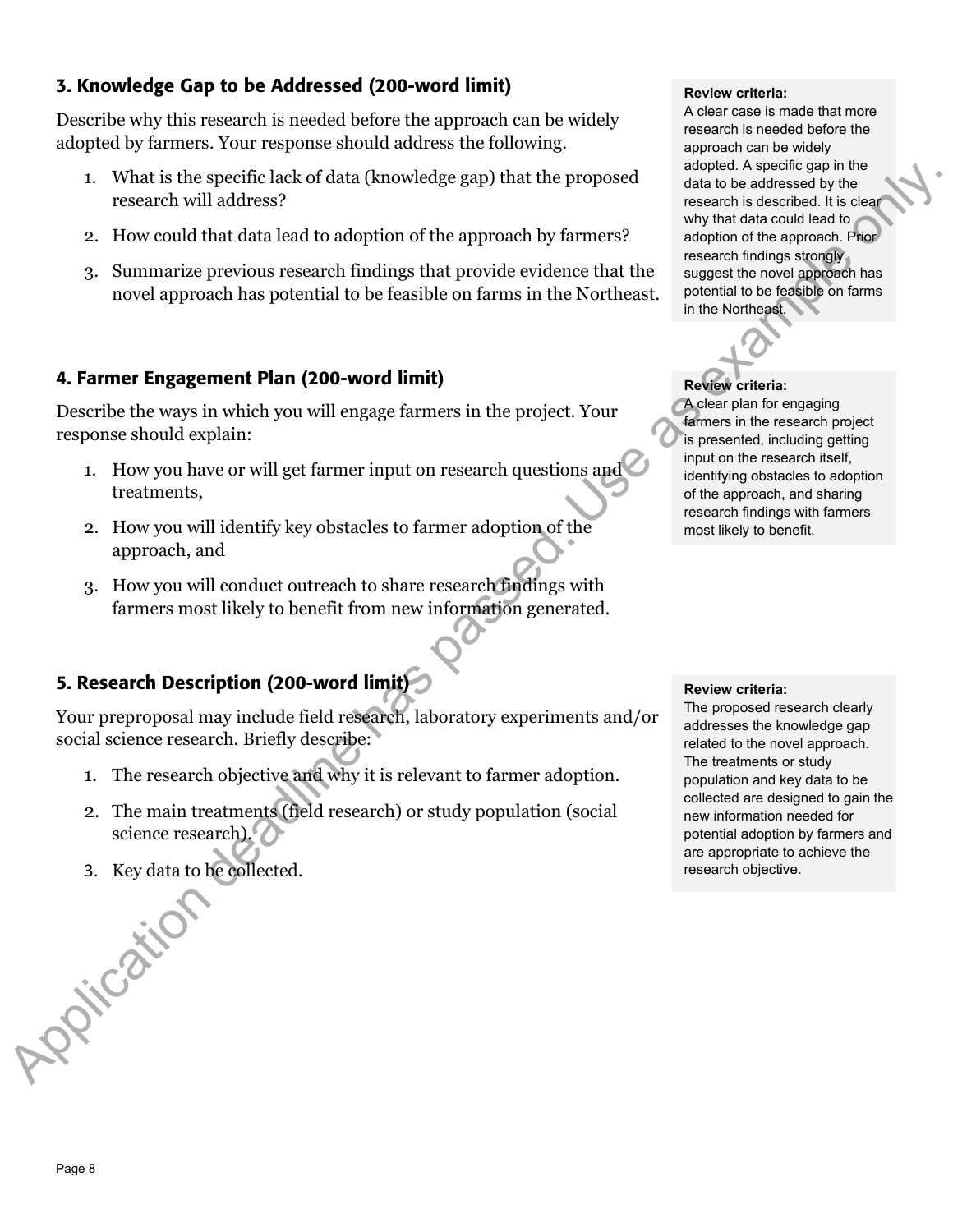## 3. Knowledge Gap to be Addressed (200-word limit)

Describe why this research is needed before the approach can be widely adopted by farmers. Your response should address the following.

1. What is the specific lack of data (knowledge gap) that the proposed research will address?
2. How could that data lead to adoption of the approach by farmers?
3. Summarize previous research findings that provide evidence that the novel approach has potential to be feasible on farms in the Northeast.

**Review criteria:**
A clear case is made that more research is needed before the approach can be widely adopted. A specific gap in the data to be addressed by the research is described. It is clear why that data could lead to adoption of the approach. Prior research findings strongly suggest the novel approach has potential to be feasible on farms in the Northeast.

## 4. Farmer Engagement Plan (200-word limit)

Describe the ways in which you will engage farmers in the project. Your response should explain:

1. How you have or will get farmer input on research questions and treatments,
2. How you will identify key obstacles to farmer adoption of the approach, and
3. How you will conduct outreach to share research findings with farmers most likely to benefit from new information generated.

**Review criteria:**
A clear plan for engaging farmers in the research project is presented, including getting input on the research itself, identifying obstacles to adoption of the approach, and sharing research findings with farmers most likely to benefit.

## 5. Research Description (200-word limit)

Your preproposal may include field research, laboratory experiments and/or social science research. Briefly describe:

1. The research objective and why it is relevant to farmer adoption.
2. The main treatments (field research) or study population (social science research).
3. Key data to be collected.

**Review criteria:**
The proposed research clearly addresses the knowledge gap related to the novel approach. The treatments or study population and key data to be collected are designed to gain the new information needed for potential adoption by farmers and are appropriate to achieve the research objective.

Application deadline has passed. Use as example only.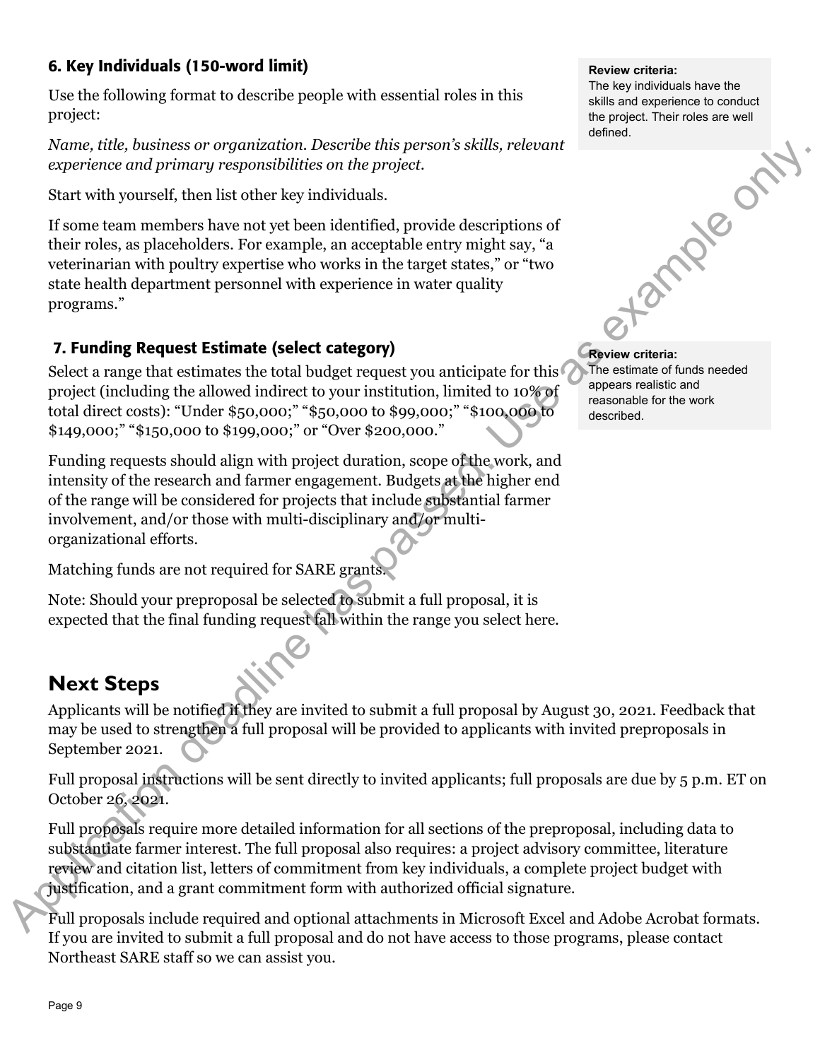## 6. Key Individuals (150-word limit)

Use the following format to describe people with essential roles in this project:

*Name, title, business or organization. Describe this person's skills, relevant experience and primary responsibilities on the project.*

Start with yourself, then list other key individuals.

If some team members have not yet been identified, provide descriptions of their roles, as placeholders. For example, an acceptable entry might say, "a veterinarian with poultry expertise who works in the target states," or "two state health department personnel with experience in water quality programs."

**Review criteria:**
The key individuals have the skills and experience to conduct the project. Their roles are well defined.

## 7. Funding Request Estimate (select category)

Select a range that estimates the total budget request you anticipate for this project (including the allowed indirect to your institution, limited to 10% of total direct costs): "Under $50,000;" "$50,000 to $99,000;" "$100,000 to $149,000;" "$150,000 to $199,000;" or "Over $200,000."

Funding requests should align with project duration, scope of the work, and intensity of the research and farmer engagement. Budgets at the higher end of the range will be considered for projects that include substantial farmer involvement, and/or those with multi-disciplinary and/or multi-organizational efforts.

Matching funds are not required for SARE grants.

Note: Should your preproposal be selected to submit a full proposal, it is expected that the final funding request fall within the range you select here.

**Review criteria:**
The estimate of funds needed appears realistic and reasonable for the work described.

# Next Steps

Applicants will be notified if they are invited to submit a full proposal by August 30, 2021. Feedback that may be used to strengthen a full proposal will be provided to applicants with invited preproposals in September 2021.

Full proposal instructions will be sent directly to invited applicants; full proposals are due by 5 p.m. ET on October 26, 2021.

Full proposals require more detailed information for all sections of the preproposal, including data to substantiate farmer interest. The full proposal also requires: a project advisory committee, literature review and citation list, letters of commitment from key individuals, a complete project budget with justification, and a grant commitment form with authorized official signature.

Full proposals include required and optional attachments in Microsoft Excel and Adobe Acrobat formats. If you are invited to submit a full proposal and do not have access to those programs, please contact Northeast SARE staff so we can assist you.

Application deadline has passed. Use as example only.